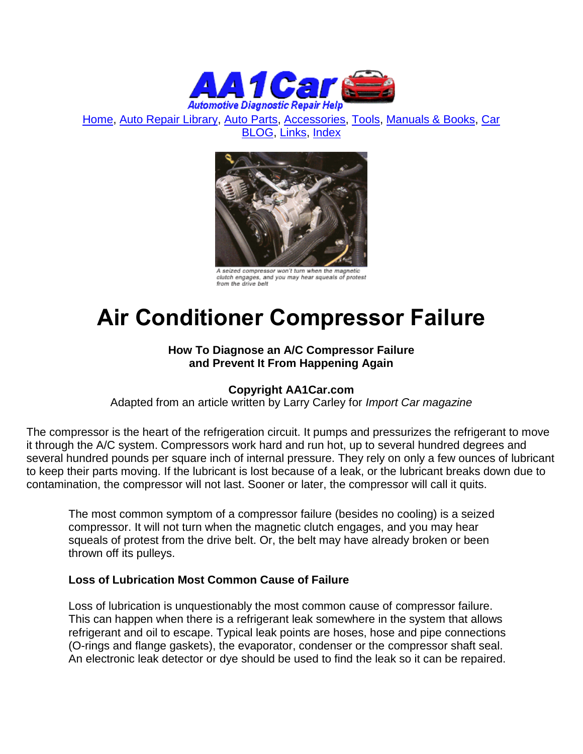Home, Auto Repair Library, Auto Parts, Accessories, Tools, Manuals & Books, Car BLOG, Links, Index

A seized compressor won't turn when the magnetic clutch engages, and you may hear squeals of protest from the drive belt

# Air Conditioner Compressor Failure

**How To Diagnose an A/C Compressor Failure and Prevent It From Happening Again**

**Copyright AA1Car.com**
Adapted from an article written by Larry Carley for *Import Car magazine*

The compressor is the heart of the refrigeration circuit. It pumps and pressurizes the refrigerant to move it through the A/C system. Compressors work hard and run hot, up to several hundred degrees and several hundred pounds per square inch of internal pressure. They rely on only a few ounces of lubricant to keep their parts moving. If the lubricant is lost because of a leak, or the lubricant breaks down due to contamination, the compressor will not last. Sooner or later, the compressor will call it quits.

The most common symptom of a compressor failure (besides no cooling) is a seized compressor. It will not turn when the magnetic clutch engages, and you may hear squeals of protest from the drive belt. Or, the belt may have already broken or been thrown off its pulleys.

**Loss of Lubrication Most Common Cause of Failure**

Loss of lubrication is unquestionably the most common cause of compressor failure. This can happen when there is a refrigerant leak somewhere in the system that allows refrigerant and oil to escape. Typical leak points are hoses, hose and pipe connections (O-rings and flange gaskets), the evaporator, condenser or the compressor shaft seal. An electronic leak detector or dye should be used to find the leak so it can be repaired.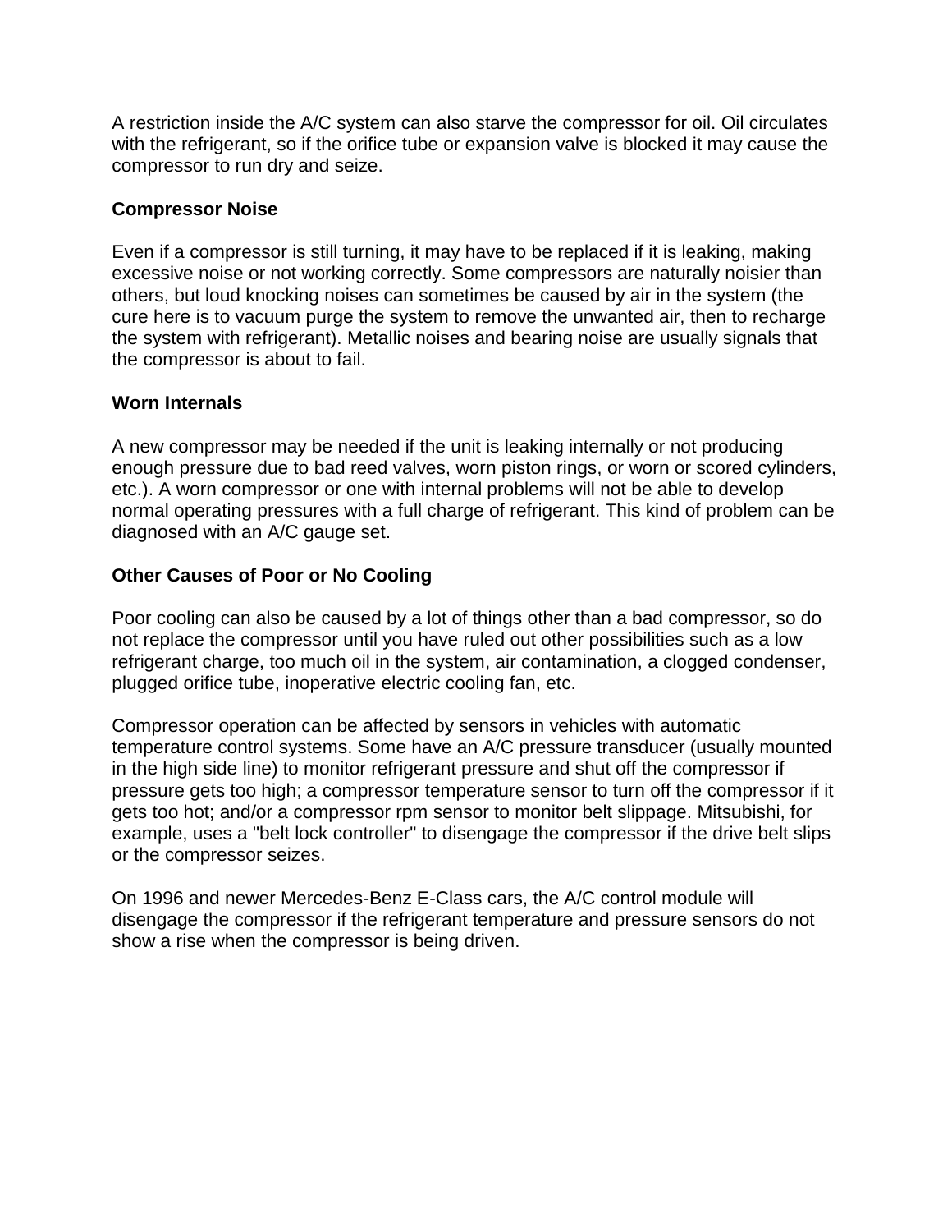A restriction inside the A/C system can also starve the compressor for oil. Oil circulates with the refrigerant, so if the orifice tube or expansion valve is blocked it may cause the compressor to run dry and seize.

**Compressor Noise**

Even if a compressor is still turning, it may have to be replaced if it is leaking, making excessive noise or not working correctly. Some compressors are naturally noisier than others, but loud knocking noises can sometimes be caused by air in the system (the cure here is to vacuum purge the system to remove the unwanted air, then to recharge the system with refrigerant). Metallic noises and bearing noise are usually signals that the compressor is about to fail.

**Worn Internals**

A new compressor may be needed if the unit is leaking internally or not producing enough pressure due to bad reed valves, worn piston rings, or worn or scored cylinders, etc.). A worn compressor or one with internal problems will not be able to develop normal operating pressures with a full charge of refrigerant. This kind of problem can be diagnosed with an A/C gauge set.

**Other Causes of Poor or No Cooling**

Poor cooling can also be caused by a lot of things other than a bad compressor, so do not replace the compressor until you have ruled out other possibilities such as a low refrigerant charge, too much oil in the system, air contamination, a clogged condenser, plugged orifice tube, inoperative electric cooling fan, etc.

Compressor operation can be affected by sensors in vehicles with automatic temperature control systems. Some have an A/C pressure transducer (usually mounted in the high side line) to monitor refrigerant pressure and shut off the compressor if pressure gets too high; a compressor temperature sensor to turn off the compressor if it gets too hot; and/or a compressor rpm sensor to monitor belt slippage. Mitsubishi, for example, uses a "belt lock controller" to disengage the compressor if the drive belt slips or the compressor seizes.

On 1996 and newer Mercedes-Benz E-Class cars, the A/C control module will disengage the compressor if the refrigerant temperature and pressure sensors do not show a rise when the compressor is being driven.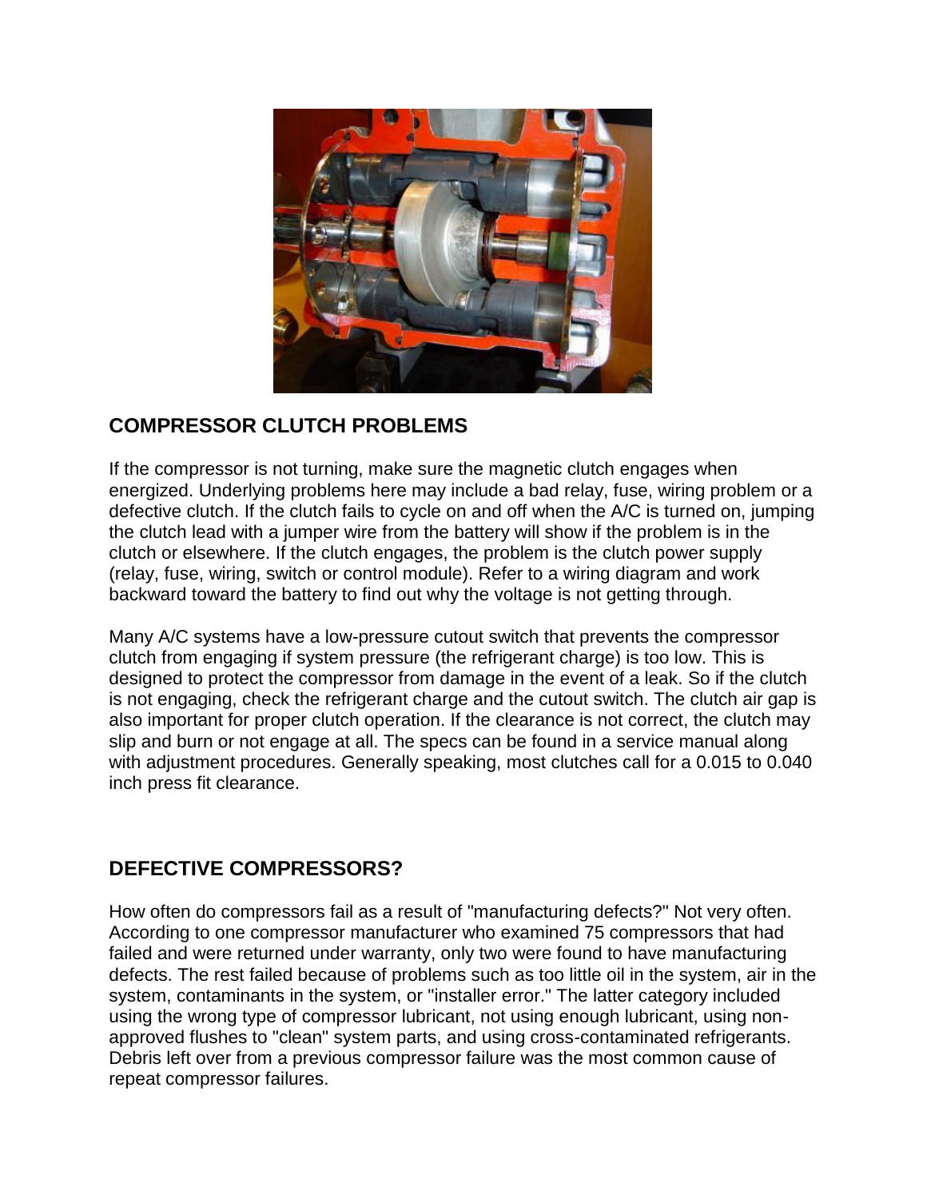## COMPRESSOR CLUTCH PROBLEMS

If the compressor is not turning, make sure the magnetic clutch engages when energized. Underlying problems here may include a bad relay, fuse, wiring problem or a defective clutch. If the clutch fails to cycle on and off when the A/C is turned on, jumping the clutch lead with a jumper wire from the battery will show if the problem is in the clutch or elsewhere. If the clutch engages, the problem is the clutch power supply (relay, fuse, wiring, switch or control module). Refer to a wiring diagram and work backward toward the battery to find out why the voltage is not getting through.

Many A/C systems have a low-pressure cutout switch that prevents the compressor clutch from engaging if system pressure (the refrigerant charge) is too low. This is designed to protect the compressor from damage in the event of a leak. So if the clutch is not engaging, check the refrigerant charge and the cutout switch. The clutch air gap is also important for proper clutch operation. If the clearance is not correct, the clutch may slip and burn or not engage at all. The specs can be found in a service manual along with adjustment procedures. Generally speaking, most clutches call for a 0.015 to 0.040 inch press fit clearance.

## DEFECTIVE COMPRESSORS?

How often do compressors fail as a result of "manufacturing defects?" Not very often. According to one compressor manufacturer who examined 75 compressors that had failed and were returned under warranty, only two were found to have manufacturing defects. The rest failed because of problems such as too little oil in the system, air in the system, contaminants in the system, or "installer error." The latter category included using the wrong type of compressor lubricant, not using enough lubricant, using non-approved flushes to "clean" system parts, and using cross-contaminated refrigerants. Debris left over from a previous compressor failure was the most common cause of repeat compressor failures.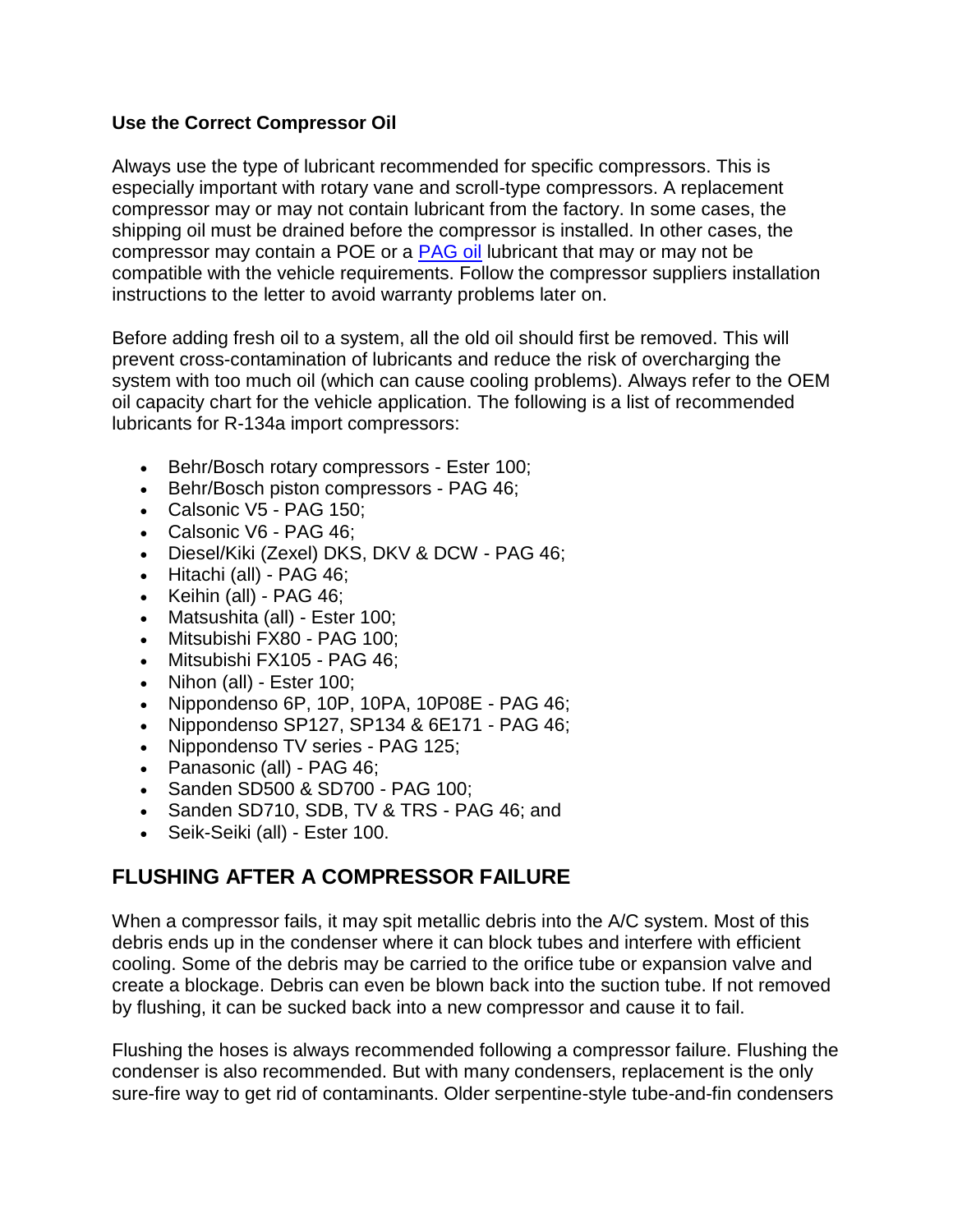**Use the Correct Compressor Oil**

Always use the type of lubricant recommended for specific compressors. This is especially important with rotary vane and scroll-type compressors. A replacement compressor may or may not contain lubricant from the factory. In some cases, the shipping oil must be drained before the compressor is installed. In other cases, the compressor may contain a POE or a PAG oil lubricant that may or may not be compatible with the vehicle requirements. Follow the compressor suppliers installation instructions to the letter to avoid warranty problems later on.

Before adding fresh oil to a system, all the old oil should first be removed. This will prevent cross-contamination of lubricants and reduce the risk of overcharging the system with too much oil (which can cause cooling problems). Always refer to the OEM oil capacity chart for the vehicle application. The following is a list of recommended lubricants for R-134a import compressors:

- Behr/Bosch rotary compressors - Ester 100;
- Behr/Bosch piston compressors - PAG 46;
- Calsonic V5 - PAG 150;
- Calsonic V6 - PAG 46;
- Diesel/Kiki (Zexel) DKS, DKV & DCW - PAG 46;
- Hitachi (all) - PAG 46;
- Keihin (all) - PAG 46;
- Matsushita (all) - Ester 100;
- Mitsubishi FX80 - PAG 100;
- Mitsubishi FX105 - PAG 46;
- Nihon (all) - Ester 100;
- Nippondenso 6P, 10P, 10PA, 10P08E - PAG 46;
- Nippondenso SP127, SP134 & 6E171 - PAG 46;
- Nippondenso TV series - PAG 125;
- Panasonic (all) - PAG 46;
- Sanden SD500 & SD700 - PAG 100;
- Sanden SD710, SDB, TV & TRS - PAG 46; and
- Seik-Seiki (all) - Ester 100.

## FLUSHING AFTER A COMPRESSOR FAILURE

When a compressor fails, it may spit metallic debris into the A/C system. Most of this debris ends up in the condenser where it can block tubes and interfere with efficient cooling. Some of the debris may be carried to the orifice tube or expansion valve and create a blockage. Debris can even be blown back into the suction tube. If not removed by flushing, it can be sucked back into a new compressor and cause it to fail.

Flushing the hoses is always recommended following a compressor failure. Flushing the condenser is also recommended. But with many condensers, replacement is the only sure-fire way to get rid of contaminants. Older serpentine-style tube-and-fin condensers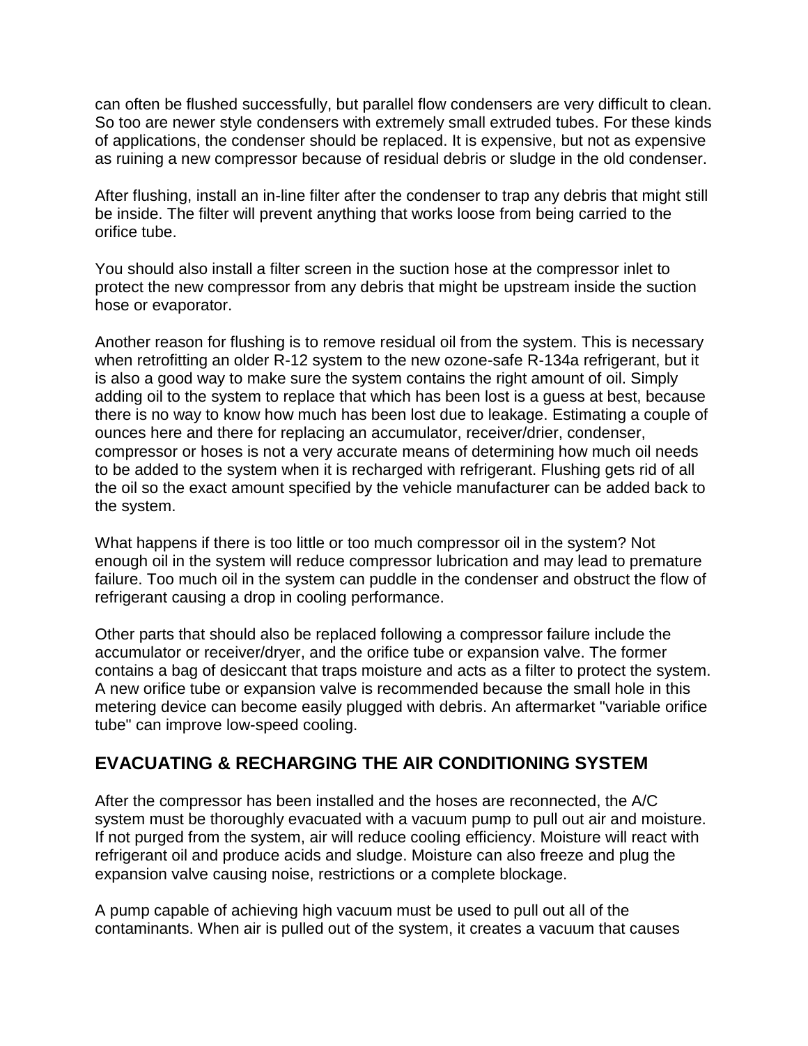can often be flushed successfully, but parallel flow condensers are very difficult to clean. So too are newer style condensers with extremely small extruded tubes. For these kinds of applications, the condenser should be replaced. It is expensive, but not as expensive as ruining a new compressor because of residual debris or sludge in the old condenser.

After flushing, install an in-line filter after the condenser to trap any debris that might still be inside. The filter will prevent anything that works loose from being carried to the orifice tube.

You should also install a filter screen in the suction hose at the compressor inlet to protect the new compressor from any debris that might be upstream inside the suction hose or evaporator.

Another reason for flushing is to remove residual oil from the system. This is necessary when retrofitting an older R-12 system to the new ozone-safe R-134a refrigerant, but it is also a good way to make sure the system contains the right amount of oil. Simply adding oil to the system to replace that which has been lost is a guess at best, because there is no way to know how much has been lost due to leakage. Estimating a couple of ounces here and there for replacing an accumulator, receiver/drier, condenser, compressor or hoses is not a very accurate means of determining how much oil needs to be added to the system when it is recharged with refrigerant. Flushing gets rid of all the oil so the exact amount specified by the vehicle manufacturer can be added back to the system.

What happens if there is too little or too much compressor oil in the system? Not enough oil in the system will reduce compressor lubrication and may lead to premature failure. Too much oil in the system can puddle in the condenser and obstruct the flow of refrigerant causing a drop in cooling performance.

Other parts that should also be replaced following a compressor failure include the accumulator or receiver/dryer, and the orifice tube or expansion valve. The former contains a bag of desiccant that traps moisture and acts as a filter to protect the system. A new orifice tube or expansion valve is recommended because the small hole in this metering device can become easily plugged with debris. An aftermarket "variable orifice tube" can improve low-speed cooling.

## EVACUATING & RECHARGING THE AIR CONDITIONING SYSTEM

After the compressor has been installed and the hoses are reconnected, the A/C system must be thoroughly evacuated with a vacuum pump to pull out air and moisture. If not purged from the system, air will reduce cooling efficiency. Moisture will react with refrigerant oil and produce acids and sludge. Moisture can also freeze and plug the expansion valve causing noise, restrictions or a complete blockage.

A pump capable of achieving high vacuum must be used to pull out all of the contaminants. When air is pulled out of the system, it creates a vacuum that causes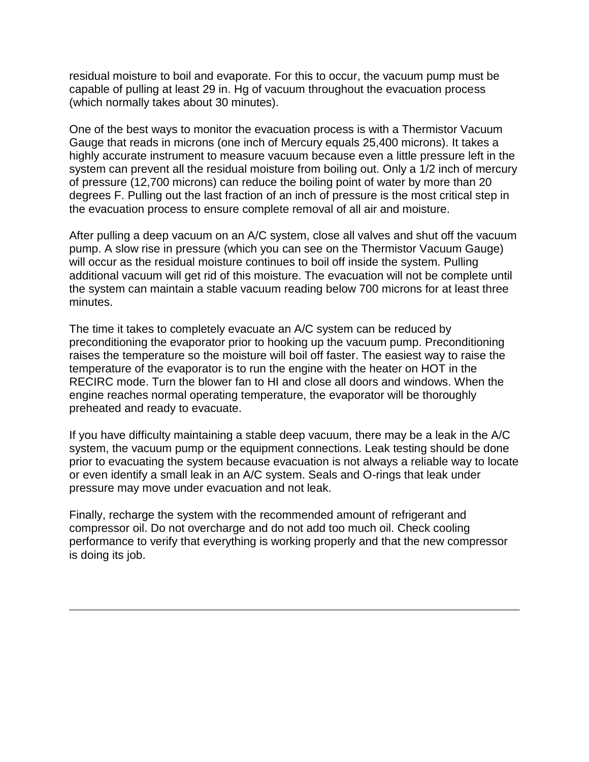residual moisture to boil and evaporate. For this to occur, the vacuum pump must be capable of pulling at least 29 in. Hg of vacuum throughout the evacuation process (which normally takes about 30 minutes).

One of the best ways to monitor the evacuation process is with a Thermistor Vacuum Gauge that reads in microns (one inch of Mercury equals 25,400 microns). It takes a highly accurate instrument to measure vacuum because even a little pressure left in the system can prevent all the residual moisture from boiling out. Only a 1/2 inch of mercury of pressure (12,700 microns) can reduce the boiling point of water by more than 20 degrees F. Pulling out the last fraction of an inch of pressure is the most critical step in the evacuation process to ensure complete removal of all air and moisture.

After pulling a deep vacuum on an A/C system, close all valves and shut off the vacuum pump. A slow rise in pressure (which you can see on the Thermistor Vacuum Gauge) will occur as the residual moisture continues to boil off inside the system. Pulling additional vacuum will get rid of this moisture. The evacuation will not be complete until the system can maintain a stable vacuum reading below 700 microns for at least three minutes.

The time it takes to completely evacuate an A/C system can be reduced by preconditioning the evaporator prior to hooking up the vacuum pump. Preconditioning raises the temperature so the moisture will boil off faster. The easiest way to raise the temperature of the evaporator is to run the engine with the heater on HOT in the RECIRC mode. Turn the blower fan to HI and close all doors and windows. When the engine reaches normal operating temperature, the evaporator will be thoroughly preheated and ready to evacuate.

If you have difficulty maintaining a stable deep vacuum, there may be a leak in the A/C system, the vacuum pump or the equipment connections. Leak testing should be done prior to evacuating the system because evacuation is not always a reliable way to locate or even identify a small leak in an A/C system. Seals and O-rings that leak under pressure may move under evacuation and not leak.

Finally, recharge the system with the recommended amount of refrigerant and compressor oil. Do not overcharge and do not add too much oil. Check cooling performance to verify that everything is working properly and that the new compressor is doing its job.

---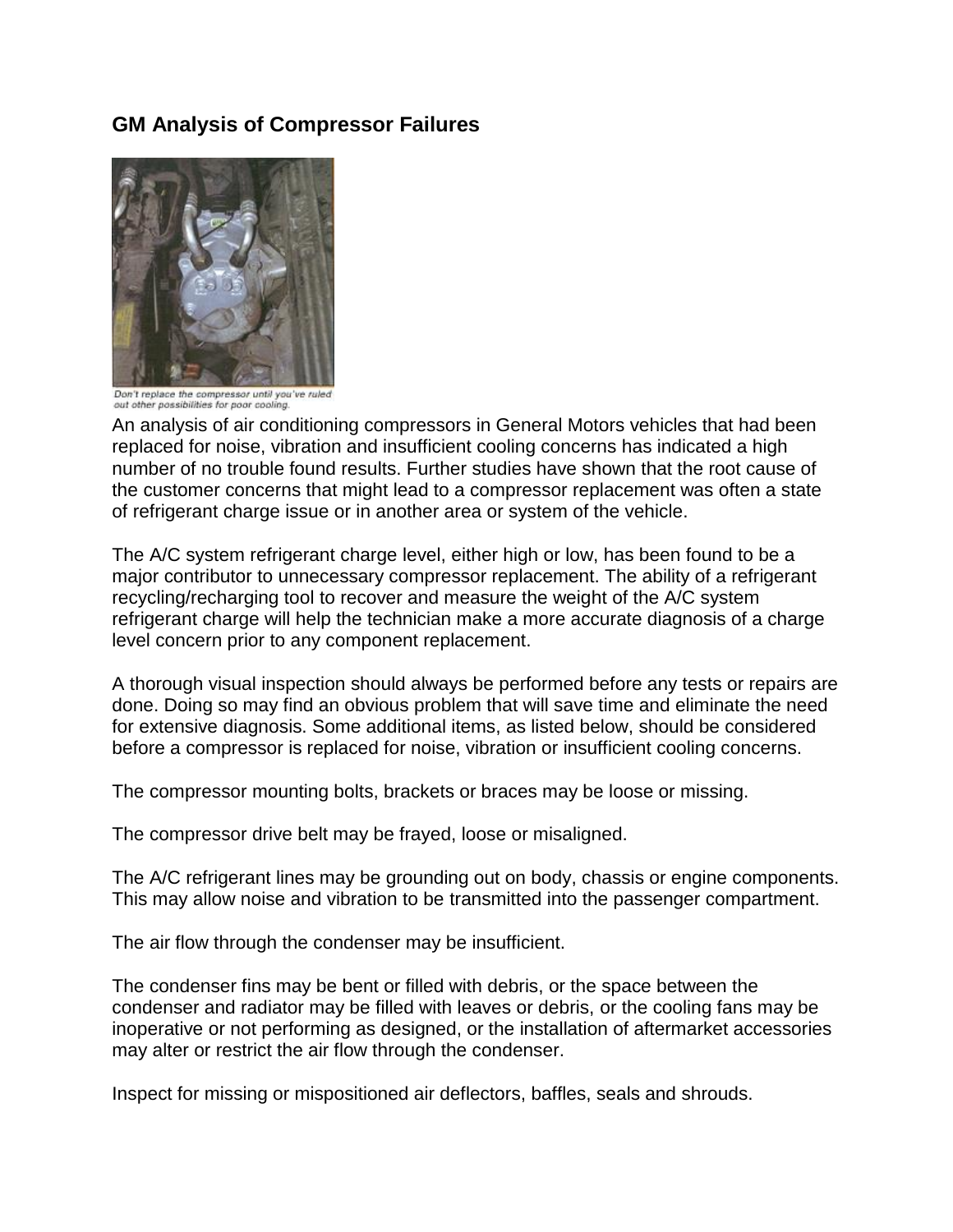## GM Analysis of Compressor Failures

Don't replace the compressor until you've ruled out other possibilities for poor cooling.

An analysis of air conditioning compressors in General Motors vehicles that had been replaced for noise, vibration and insufficient cooling concerns has indicated a high number of no trouble found results. Further studies have shown that the root cause of the customer concerns that might lead to a compressor replacement was often a state of refrigerant charge issue or in another area or system of the vehicle.

The A/C system refrigerant charge level, either high or low, has been found to be a major contributor to unnecessary compressor replacement. The ability of a refrigerant recycling/recharging tool to recover and measure the weight of the A/C system refrigerant charge will help the technician make a more accurate diagnosis of a charge level concern prior to any component replacement.

A thorough visual inspection should always be performed before any tests or repairs are done. Doing so may find an obvious problem that will save time and eliminate the need for extensive diagnosis. Some additional items, as listed below, should be considered before a compressor is replaced for noise, vibration or insufficient cooling concerns.

The compressor mounting bolts, brackets or braces may be loose or missing.

The compressor drive belt may be frayed, loose or misaligned.

The A/C refrigerant lines may be grounding out on body, chassis or engine components. This may allow noise and vibration to be transmitted into the passenger compartment.

The air flow through the condenser may be insufficient.

The condenser fins may be bent or filled with debris, or the space between the condenser and radiator may be filled with leaves or debris, or the cooling fans may be inoperative or not performing as designed, or the installation of aftermarket accessories may alter or restrict the air flow through the condenser.

Inspect for missing or mispositioned air deflectors, baffles, seals and shrouds.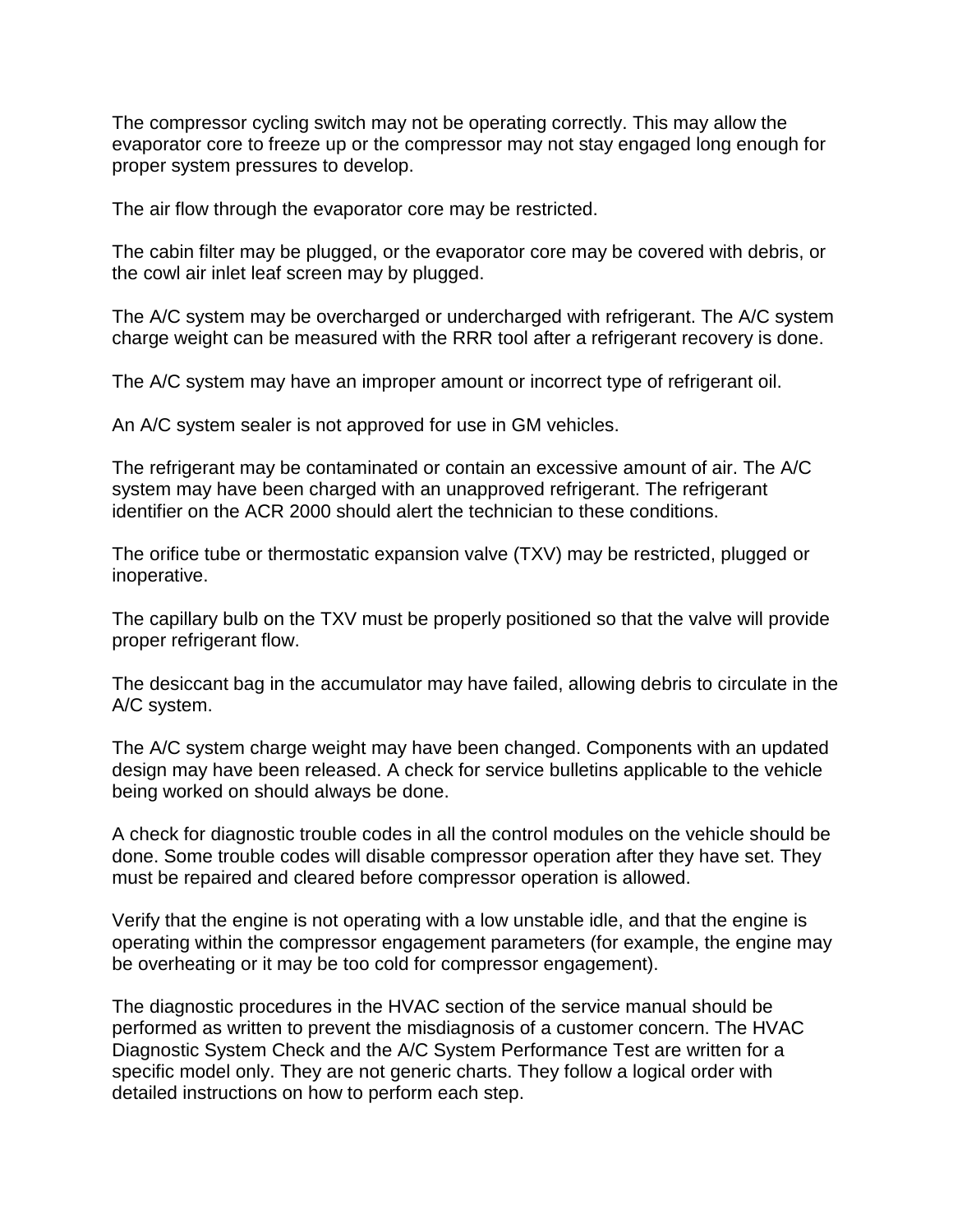The compressor cycling switch may not be operating correctly. This may allow the evaporator core to freeze up or the compressor may not stay engaged long enough for proper system pressures to develop.

The air flow through the evaporator core may be restricted.

The cabin filter may be plugged, or the evaporator core may be covered with debris, or the cowl air inlet leaf screen may by plugged.

The A/C system may be overcharged or undercharged with refrigerant. The A/C system charge weight can be measured with the RRR tool after a refrigerant recovery is done.

The A/C system may have an improper amount or incorrect type of refrigerant oil.

An A/C system sealer is not approved for use in GM vehicles.

The refrigerant may be contaminated or contain an excessive amount of air. The A/C system may have been charged with an unapproved refrigerant. The refrigerant identifier on the ACR 2000 should alert the technician to these conditions.

The orifice tube or thermostatic expansion valve (TXV) may be restricted, plugged or inoperative.

The capillary bulb on the TXV must be properly positioned so that the valve will provide proper refrigerant flow.

The desiccant bag in the accumulator may have failed, allowing debris to circulate in the A/C system.

The A/C system charge weight may have been changed. Components with an updated design may have been released. A check for service bulletins applicable to the vehicle being worked on should always be done.

A check for diagnostic trouble codes in all the control modules on the vehicle should be done. Some trouble codes will disable compressor operation after they have set. They must be repaired and cleared before compressor operation is allowed.

Verify that the engine is not operating with a low unstable idle, and that the engine is operating within the compressor engagement parameters (for example, the engine may be overheating or it may be too cold for compressor engagement).

The diagnostic procedures in the HVAC section of the service manual should be performed as written to prevent the misdiagnosis of a customer concern. The HVAC Diagnostic System Check and the A/C System Performance Test are written for a specific model only. They are not generic charts. They follow a logical order with detailed instructions on how to perform each step.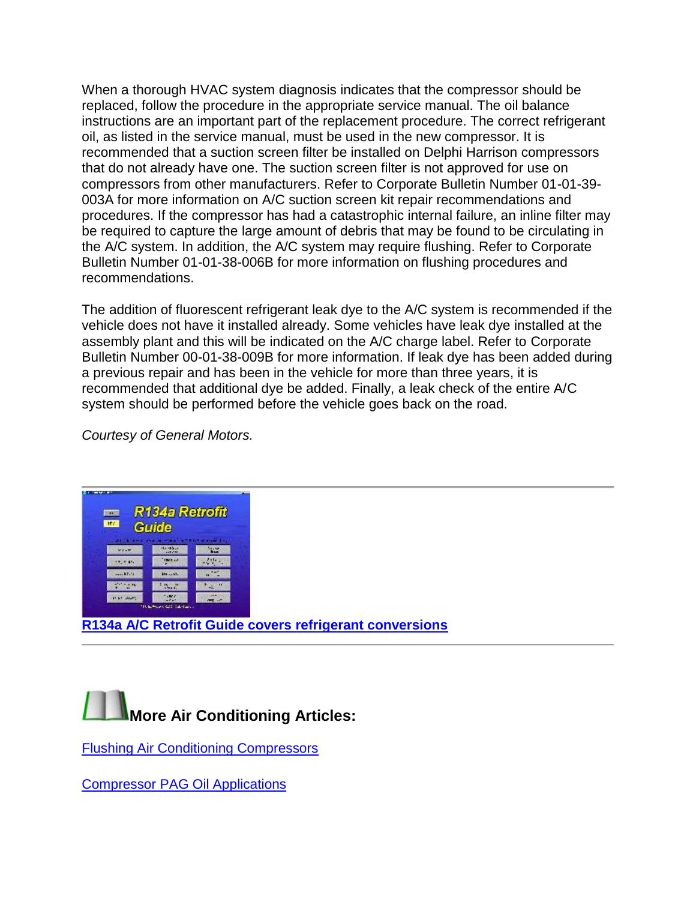When a thorough HVAC system diagnosis indicates that the compressor should be replaced, follow the procedure in the appropriate service manual. The oil balance instructions are an important part of the replacement procedure. The correct refrigerant oil, as listed in the service manual, must be used in the new compressor. It is recommended that a suction screen filter be installed on Delphi Harrison compressors that do not already have one. The suction screen filter is not approved for use on compressors from other manufacturers. Refer to Corporate Bulletin Number 01-01-39-003A for more information on A/C suction screen kit repair recommendations and procedures. If the compressor has had a catastrophic internal failure, an inline filter may be required to capture the large amount of debris that may be found to be circulating in the A/C system. In addition, the A/C system may require flushing. Refer to Corporate Bulletin Number 01-01-38-006B for more information on flushing procedures and recommendations.

The addition of fluorescent refrigerant leak dye to the A/C system is recommended if the vehicle does not have it installed already. Some vehicles have leak dye installed at the assembly plant and this will be indicated on the A/C charge label. Refer to Corporate Bulletin Number 00-01-38-009B for more information. If leak dye has been added during a previous repair and has been in the vehicle for more than three years, it is recommended that additional dye be added. Finally, a leak check of the entire A/C system should be performed before the vehicle goes back on the road.

*Courtesy of General Motors.*

---

**R134a A/C Retrofit Guide covers refrigerant conversions**

---

## More Air Conditioning Articles:

Flushing Air Conditioning Compressors

Compressor PAG Oil Applications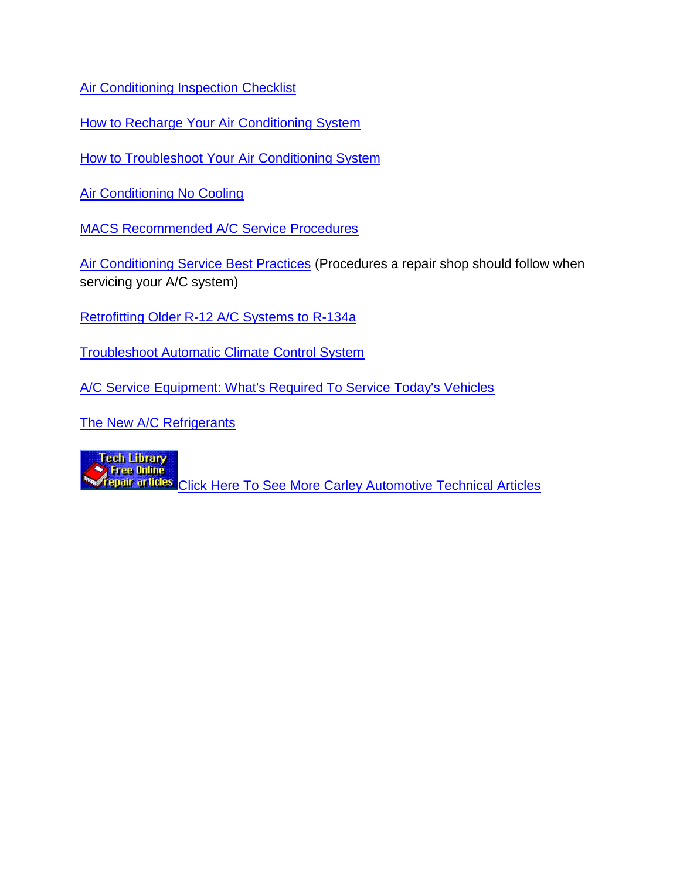Air Conditioning Inspection Checklist

How to Recharge Your Air Conditioning System

How to Troubleshoot Your Air Conditioning System

Air Conditioning No Cooling

MACS Recommended A/C Service Procedures

Air Conditioning Service Best Practices (Procedures a repair shop should follow when servicing your A/C system)

Retrofitting Older R-12 A/C Systems to R-134a

Troubleshoot Automatic Climate Control System

A/C Service Equipment: What's Required To Service Today's Vehicles

The New A/C Refrigerants

Tech Library Free Online repair articles Click Here To See More Carley Automotive Technical Articles